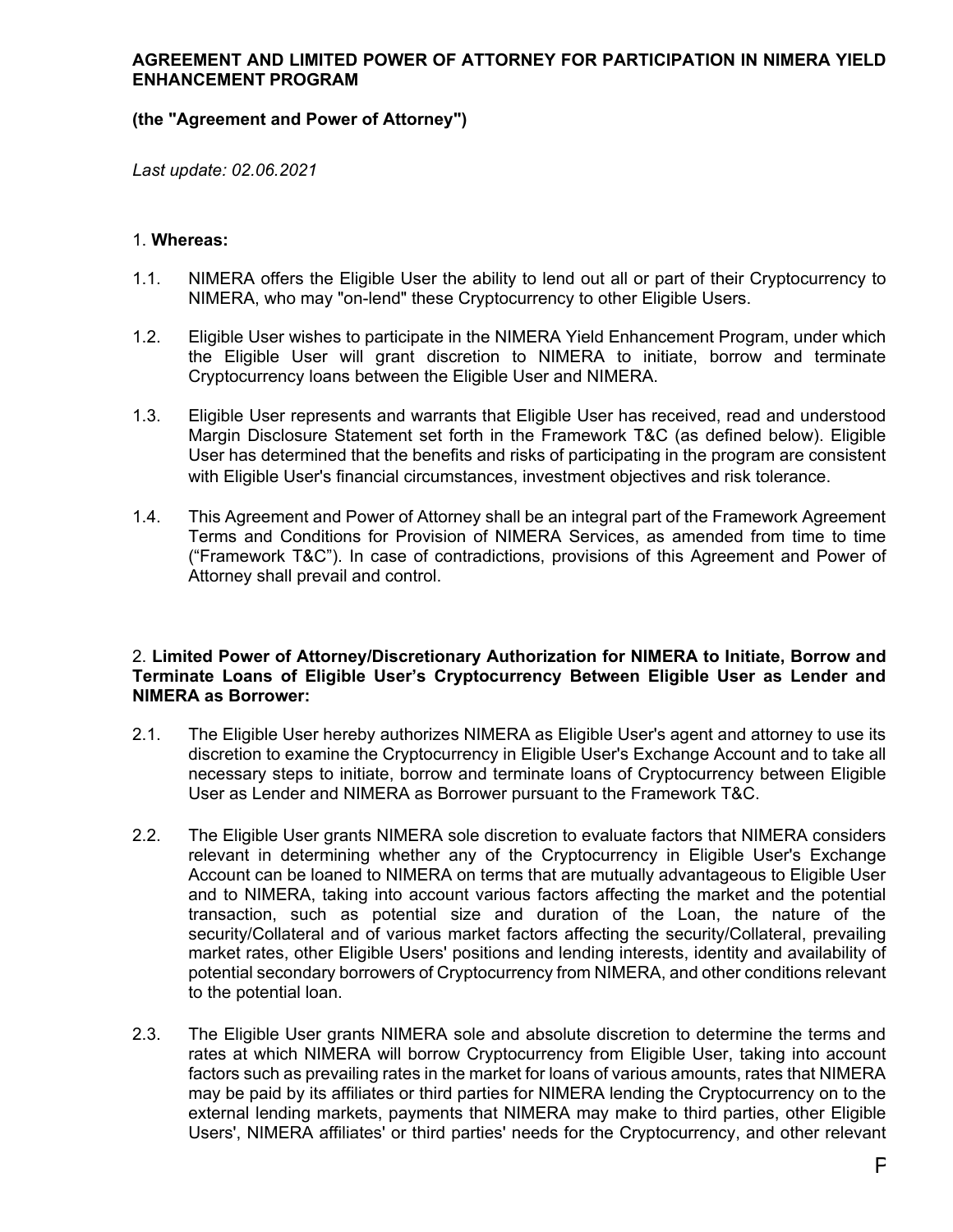# AGREEMENT AND LIMITED POWER OF ATTORNEY FOR PARTICIPATION IN NIMERA YIELD ENHANCEMENT PROGRAM

**(the "Agreement and Power of Attorney")**

*Last update: 02.06.2021*

## 1. Whereas:

1.1. NIMERA offers the Eligible User the ability to lend out all or part of their Cryptocurrency to NIMERA, who may "on-lend" these Cryptocurrency to other Eligible Users.

1.2. Eligible User wishes to participate in the NIMERA Yield Enhancement Program, under which the Eligible User will grant discretion to NIMERA to initiate, borrow and terminate Cryptocurrency loans between the Eligible User and NIMERA.

1.3. Eligible User represents and warrants that Eligible User has received, read and understood Margin Disclosure Statement set forth in the Framework T&C (as defined below). Eligible User has determined that the benefits and risks of participating in the program are consistent with Eligible User's financial circumstances, investment objectives and risk tolerance.

1.4. This Agreement and Power of Attorney shall be an integral part of the Framework Agreement Terms and Conditions for Provision of NIMERA Services, as amended from time to time ("Framework T&C"). In case of contradictions, provisions of this Agreement and Power of Attorney shall prevail and control.

## 2. Limited Power of Attorney/Discretionary Authorization for NIMERA to Initiate, Borrow and Terminate Loans of Eligible User's Cryptocurrency Between Eligible User as Lender and NIMERA as Borrower:

2.1. The Eligible User hereby authorizes NIMERA as Eligible User's agent and attorney to use its discretion to examine the Cryptocurrency in Eligible User's Exchange Account and to take all necessary steps to initiate, borrow and terminate loans of Cryptocurrency between Eligible User as Lender and NIMERA as Borrower pursuant to the Framework T&C.

2.2. The Eligible User grants NIMERA sole discretion to evaluate factors that NIMERA considers relevant in determining whether any of the Cryptocurrency in Eligible User's Exchange Account can be loaned to NIMERA on terms that are mutually advantageous to Eligible User and to NIMERA, taking into account various factors affecting the market and the potential transaction, such as potential size and duration of the Loan, the nature of the security/Collateral and of various market factors affecting the security/Collateral, prevailing market rates, other Eligible Users' positions and lending interests, identity and availability of potential secondary borrowers of Cryptocurrency from NIMERA, and other conditions relevant to the potential loan.

2.3. The Eligible User grants NIMERA sole and absolute discretion to determine the terms and rates at which NIMERA will borrow Cryptocurrency from Eligible User, taking into account factors such as prevailing rates in the market for loans of various amounts, rates that NIMERA may be paid by its affiliates or third parties for NIMERA lending the Cryptocurrency on to the external lending markets, payments that NIMERA may make to third parties, other Eligible Users', NIMERA affiliates' or third parties' needs for the Cryptocurrency, and other relevant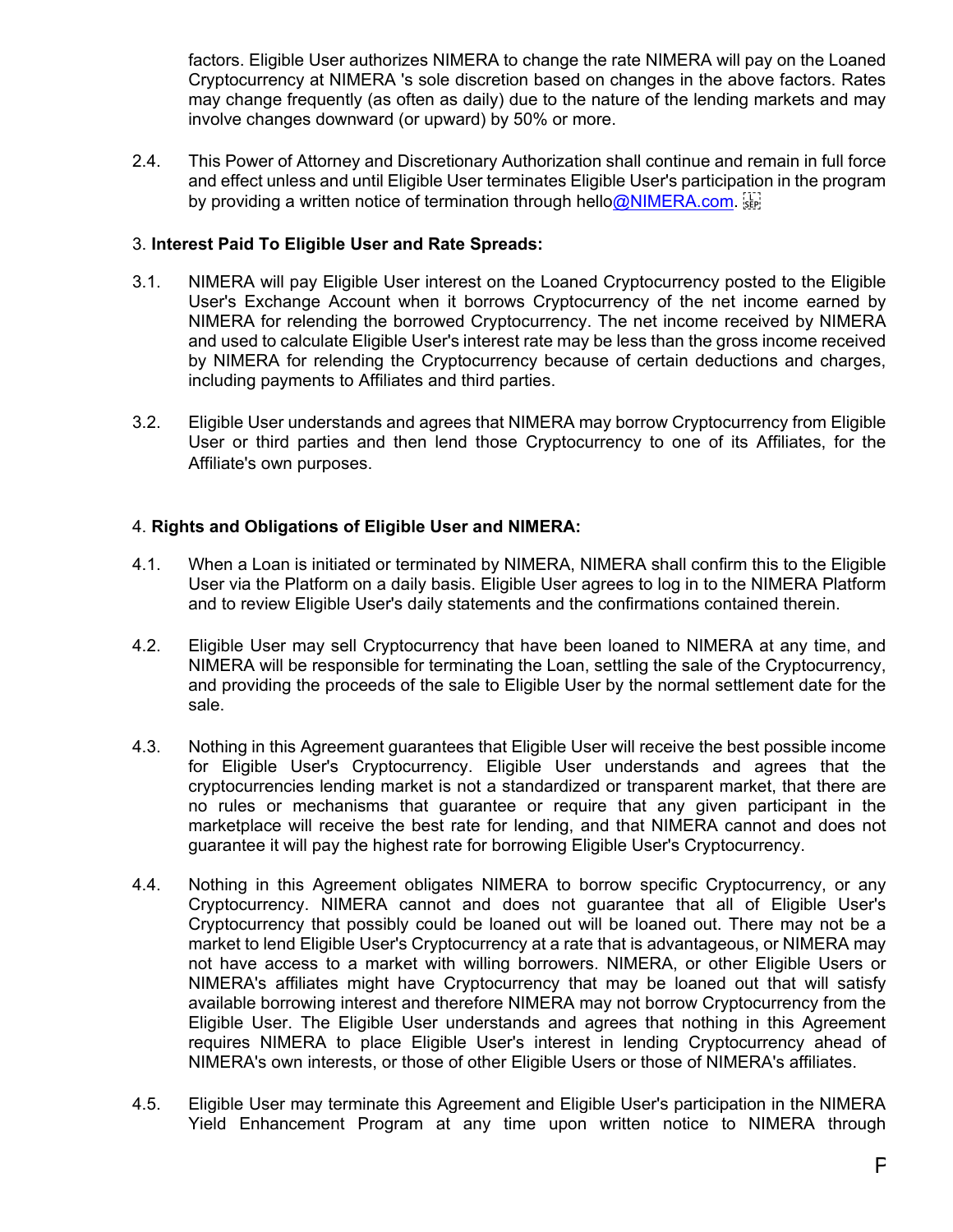factors. Eligible User authorizes NIMERA to change the rate NIMERA will pay on the Loaned Cryptocurrency at NIMERA 's sole discretion based on changes in the above factors. Rates may change frequently (as often as daily) due to the nature of the lending markets and may involve changes downward (or upward) by 50% or more.

2.4. This Power of Attorney and Discretionary Authorization shall continue and remain in full force and effect unless and until Eligible User terminates Eligible User's participation in the program by providing a written notice of termination through hello@NIMERA.com.

3. **Interest Paid To Eligible User and Rate Spreads:**

3.1. NIMERA will pay Eligible User interest on the Loaned Cryptocurrency posted to the Eligible User's Exchange Account when it borrows Cryptocurrency of the net income earned by NIMERA for relending the borrowed Cryptocurrency. The net income received by NIMERA and used to calculate Eligible User's interest rate may be less than the gross income received by NIMERA for relending the Cryptocurrency because of certain deductions and charges, including payments to Affiliates and third parties.

3.2. Eligible User understands and agrees that NIMERA may borrow Cryptocurrency from Eligible User or third parties and then lend those Cryptocurrency to one of its Affiliates, for the Affiliate's own purposes.

4. **Rights and Obligations of Eligible User and NIMERA:**

4.1. When a Loan is initiated or terminated by NIMERA, NIMERA shall confirm this to the Eligible User via the Platform on a daily basis. Eligible User agrees to log in to the NIMERA Platform and to review Eligible User's daily statements and the confirmations contained therein.

4.2. Eligible User may sell Cryptocurrency that have been loaned to NIMERA at any time, and NIMERA will be responsible for terminating the Loan, settling the sale of the Cryptocurrency, and providing the proceeds of the sale to Eligible User by the normal settlement date for the sale.

4.3. Nothing in this Agreement guarantees that Eligible User will receive the best possible income for Eligible User's Cryptocurrency. Eligible User understands and agrees that the cryptocurrencies lending market is not a standardized or transparent market, that there are no rules or mechanisms that guarantee or require that any given participant in the marketplace will receive the best rate for lending, and that NIMERA cannot and does not guarantee it will pay the highest rate for borrowing Eligible User's Cryptocurrency.

4.4. Nothing in this Agreement obligates NIMERA to borrow specific Cryptocurrency, or any Cryptocurrency. NIMERA cannot and does not guarantee that all of Eligible User's Cryptocurrency that possibly could be loaned out will be loaned out. There may not be a market to lend Eligible User's Cryptocurrency at a rate that is advantageous, or NIMERA may not have access to a market with willing borrowers. NIMERA, or other Eligible Users or NIMERA's affiliates might have Cryptocurrency that may be loaned out that will satisfy available borrowing interest and therefore NIMERA may not borrow Cryptocurrency from the Eligible User. The Eligible User understands and agrees that nothing in this Agreement requires NIMERA to place Eligible User's interest in lending Cryptocurrency ahead of NIMERA's own interests, or those of other Eligible Users or those of NIMERA's affiliates.

4.5. Eligible User may terminate this Agreement and Eligible User's participation in the NIMERA Yield Enhancement Program at any time upon written notice to NIMERA through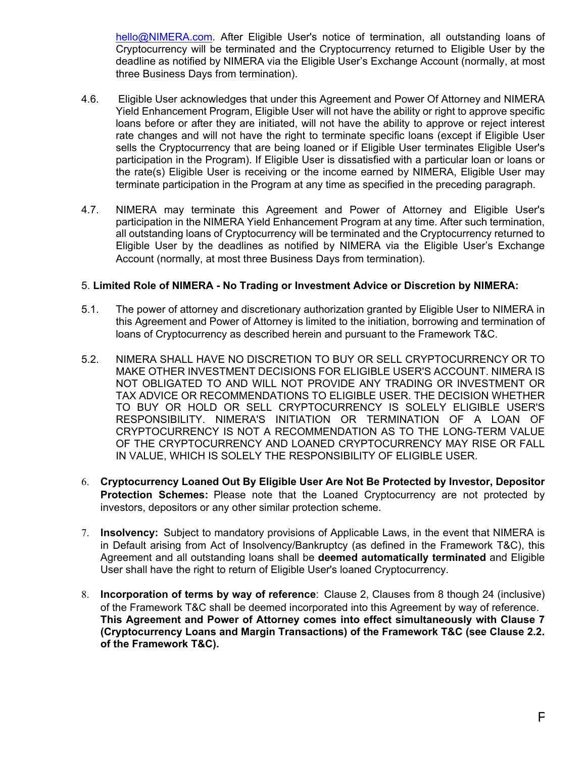hello@NIMERA.com. After Eligible User's notice of termination, all outstanding loans of Cryptocurrency will be terminated and the Cryptocurrency returned to Eligible User by the deadline as notified by NIMERA via the Eligible User's Exchange Account (normally, at most three Business Days from termination).

4.6. Eligible User acknowledges that under this Agreement and Power Of Attorney and NIMERA Yield Enhancement Program, Eligible User will not have the ability or right to approve specific loans before or after they are initiated, will not have the ability to approve or reject interest rate changes and will not have the right to terminate specific loans (except if Eligible User sells the Cryptocurrency that are being loaned or if Eligible User terminates Eligible User's participation in the Program). If Eligible User is dissatisfied with a particular loan or loans or the rate(s) Eligible User is receiving or the income earned by NIMERA, Eligible User may terminate participation in the Program at any time as specified in the preceding paragraph.

4.7. NIMERA may terminate this Agreement and Power of Attorney and Eligible User's participation in the NIMERA Yield Enhancement Program at any time. After such termination, all outstanding loans of Cryptocurrency will be terminated and the Cryptocurrency returned to Eligible User by the deadlines as notified by NIMERA via the Eligible User's Exchange Account (normally, at most three Business Days from termination).

5. **Limited Role of NIMERA - No Trading or Investment Advice or Discretion by NIMERA:**

5.1. The power of attorney and discretionary authorization granted by Eligible User to NIMERA in this Agreement and Power of Attorney is limited to the initiation, borrowing and termination of loans of Cryptocurrency as described herein and pursuant to the Framework T&C.

5.2. NIMERA SHALL HAVE NO DISCRETION TO BUY OR SELL CRYPTOCURRENCY OR TO MAKE OTHER INVESTMENT DECISIONS FOR ELIGIBLE USER'S ACCOUNT. NIMERA IS NOT OBLIGATED TO AND WILL NOT PROVIDE ANY TRADING OR INVESTMENT OR TAX ADVICE OR RECOMMENDATIONS TO ELIGIBLE USER. THE DECISION WHETHER TO BUY OR HOLD OR SELL CRYPTOCURRENCY IS SOLELY ELIGIBLE USER'S RESPONSIBILITY. NIMERA'S INITIATION OR TERMINATION OF A LOAN OF CRYPTOCURRENCY IS NOT A RECOMMENDATION AS TO THE LONG-TERM VALUE OF THE CRYPTOCURRENCY AND LOANED CRYPTOCURRENCY MAY RISE OR FALL IN VALUE, WHICH IS SOLELY THE RESPONSIBILITY OF ELIGIBLE USER.

6. **Cryptocurrency Loaned Out By Eligible User Are Not Be Protected by Investor, Depositor Protection Schemes:** Please note that the Loaned Cryptocurrency are not protected by investors, depositors or any other similar protection scheme.

7. **Insolvency:** Subject to mandatory provisions of Applicable Laws, in the event that NIMERA is in Default arising from Act of Insolvency/Bankruptcy (as defined in the Framework T&C), this Agreement and all outstanding loans shall be **deemed automatically terminated** and Eligible User shall have the right to return of Eligible User's loaned Cryptocurrency.

8. **Incorporation of terms by way of reference**: Clause 2, Clauses from 8 though 24 (inclusive) of the Framework T&C shall be deemed incorporated into this Agreement by way of reference. **This Agreement and Power of Attorney comes into effect simultaneously with Clause 7 (Cryptocurrency Loans and Margin Transactions) of the Framework T&C (see Clause 2.2. of the Framework T&C).**

F